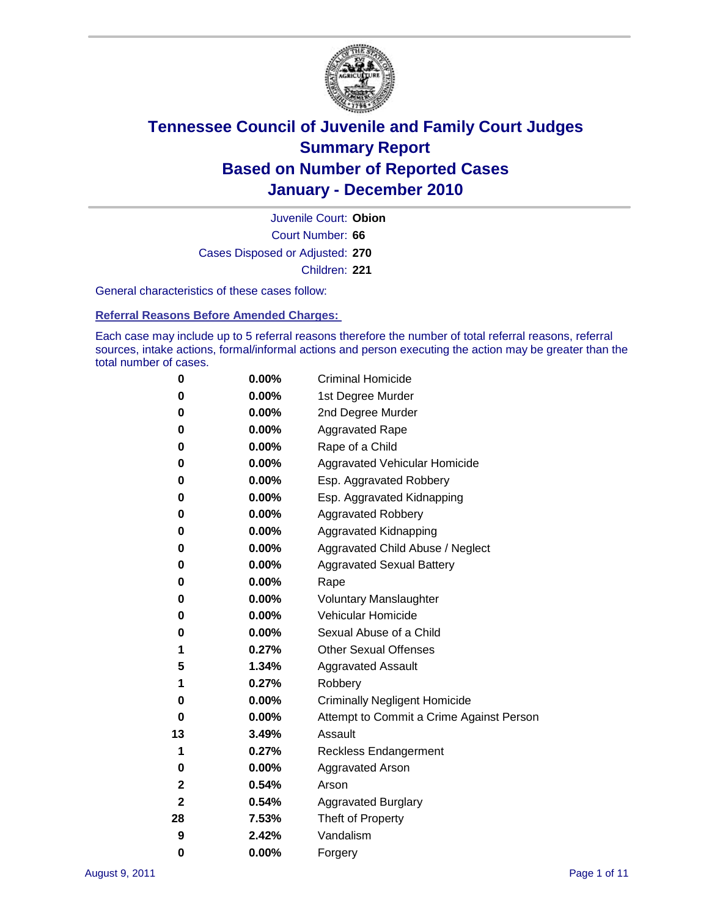# Tennessee Council of Juvenile and Family Court Judges
## Summary Report
## Based on Number of Reported Cases
## January - December 2010

Juvenile Court: **Obion**

Court Number: **66**

Cases Disposed or Adjusted: **270**

Children: **221**

General characteristics of these cases follow:

### Referral Reasons Before Amended Charges:

Each case may include up to 5 referral reasons therefore the number of total referral reasons, referral sources, intake actions, formal/informal actions and person executing the action may be greater than the total number of cases.

| Count | Percent | Referral Reason |
|---|---|---|
| 0 | 0.00% | Criminal Homicide |
| 0 | 0.00% | 1st Degree Murder |
| 0 | 0.00% | 2nd Degree Murder |
| 0 | 0.00% | Aggravated Rape |
| 0 | 0.00% | Rape of a Child |
| 0 | 0.00% | Aggravated Vehicular Homicide |
| 0 | 0.00% | Esp. Aggravated Robbery |
| 0 | 0.00% | Esp. Aggravated Kidnapping |
| 0 | 0.00% | Aggravated Robbery |
| 0 | 0.00% | Aggravated Kidnapping |
| 0 | 0.00% | Aggravated Child Abuse / Neglect |
| 0 | 0.00% | Aggravated Sexual Battery |
| 0 | 0.00% | Rape |
| 0 | 0.00% | Voluntary Manslaughter |
| 0 | 0.00% | Vehicular Homicide |
| 0 | 0.00% | Sexual Abuse of a Child |
| 1 | 0.27% | Other Sexual Offenses |
| 5 | 1.34% | Aggravated Assault |
| 1 | 0.27% | Robbery |
| 0 | 0.00% | Criminally Negligent Homicide |
| 0 | 0.00% | Attempt to Commit a Crime Against Person |
| 13 | 3.49% | Assault |
| 1 | 0.27% | Reckless Endangerment |
| 0 | 0.00% | Aggravated Arson |
| 2 | 0.54% | Arson |
| 2 | 0.54% | Aggravated Burglary |
| 28 | 7.53% | Theft of Property |
| 9 | 2.42% | Vandalism |
| 0 | 0.00% | Forgery |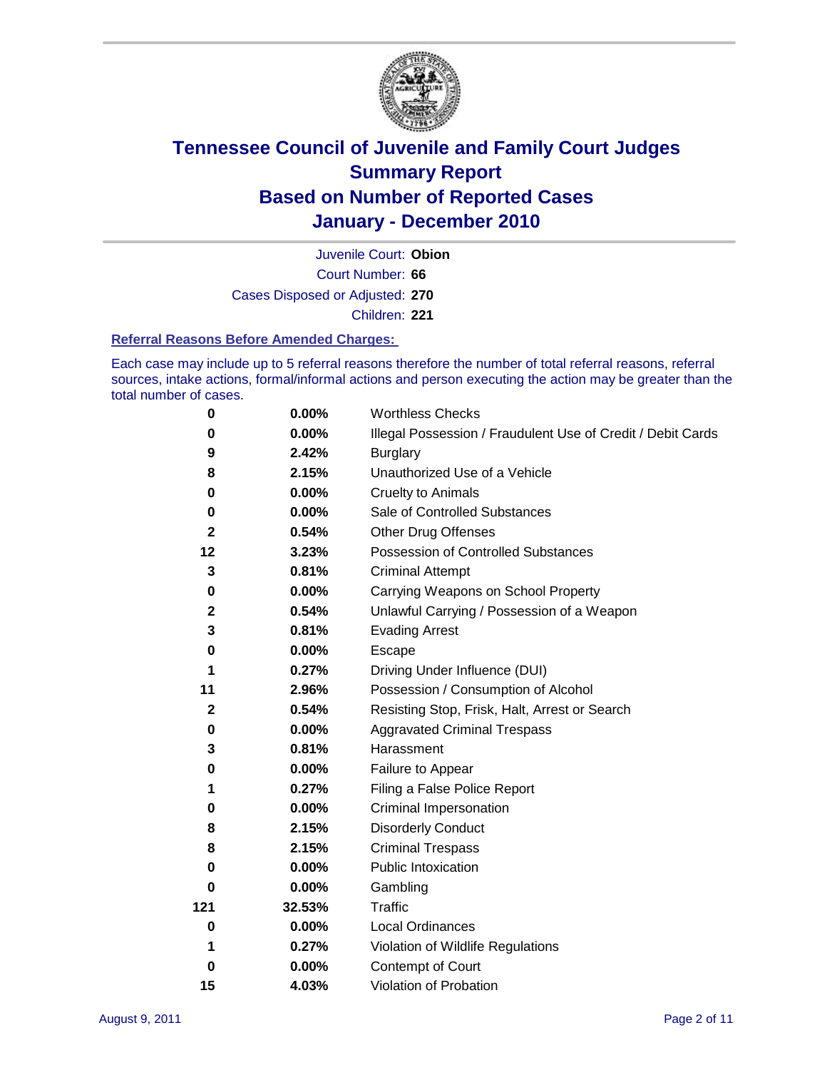# Tennessee Council of Juvenile and Family Court Judges
## Summary Report
## Based on Number of Reported Cases
## January - December 2010

Juvenile Court: **Obion**

Court Number: **66**

Cases Disposed or Adjusted: **270**

Children: **221**

### Referral Reasons Before Amended Charges:

Each case may include up to 5 referral reasons therefore the number of total referral reasons, referral sources, intake actions, formal/informal actions and person executing the action may be greater than the total number of cases.

| | | |
|---|---|---|
| 0 | 0.00% | Worthless Checks |
| 0 | 0.00% | Illegal Possession / Fraudulent Use of Credit / Debit Cards |
| 9 | 2.42% | Burglary |
| 8 | 2.15% | Unauthorized Use of a Vehicle |
| 0 | 0.00% | Cruelty to Animals |
| 0 | 0.00% | Sale of Controlled Substances |
| 2 | 0.54% | Other Drug Offenses |
| 12 | 3.23% | Possession of Controlled Substances |
| 3 | 0.81% | Criminal Attempt |
| 0 | 0.00% | Carrying Weapons on School Property |
| 2 | 0.54% | Unlawful Carrying / Possession of a Weapon |
| 3 | 0.81% | Evading Arrest |
| 0 | 0.00% | Escape |
| 1 | 0.27% | Driving Under Influence (DUI) |
| 11 | 2.96% | Possession / Consumption of Alcohol |
| 2 | 0.54% | Resisting Stop, Frisk, Halt, Arrest or Search |
| 0 | 0.00% | Aggravated Criminal Trespass |
| 3 | 0.81% | Harassment |
| 0 | 0.00% | Failure to Appear |
| 1 | 0.27% | Filing a False Police Report |
| 0 | 0.00% | Criminal Impersonation |
| 8 | 2.15% | Disorderly Conduct |
| 8 | 2.15% | Criminal Trespass |
| 0 | 0.00% | Public Intoxication |
| 0 | 0.00% | Gambling |
| 121 | 32.53% | Traffic |
| 0 | 0.00% | Local Ordinances |
| 1 | 0.27% | Violation of Wildlife Regulations |
| 0 | 0.00% | Contempt of Court |
| 15 | 4.03% | Violation of Probation |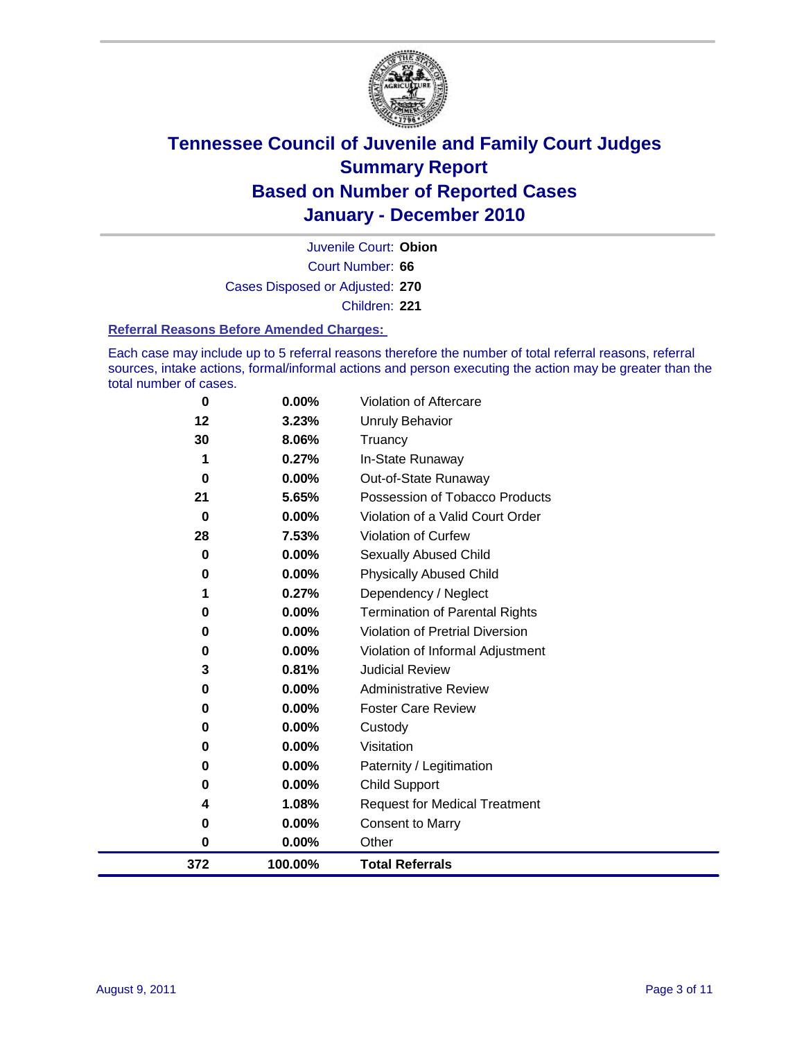# Tennessee Council of Juvenile and Family Court Judges
## Summary Report
## Based on Number of Reported Cases
## January - December 2010

Juvenile Court: **Obion**

Court Number: **66**

Cases Disposed or Adjusted: **270**

Children: **221**

### Referral Reasons Before Amended Charges:

Each case may include up to 5 referral reasons therefore the number of total referral reasons, referral sources, intake actions, formal/informal actions and person executing the action may be greater than the total number of cases.

| Count | Percent | Referral Reason |
|---|---|---|
| 0 | 0.00% | Violation of Aftercare |
| 12 | 3.23% | Unruly Behavior |
| 30 | 8.06% | Truancy |
| 1 | 0.27% | In-State Runaway |
| 0 | 0.00% | Out-of-State Runaway |
| 21 | 5.65% | Possession of Tobacco Products |
| 0 | 0.00% | Violation of a Valid Court Order |
| 28 | 7.53% | Violation of Curfew |
| 0 | 0.00% | Sexually Abused Child |
| 0 | 0.00% | Physically Abused Child |
| 1 | 0.27% | Dependency / Neglect |
| 0 | 0.00% | Termination of Parental Rights |
| 0 | 0.00% | Violation of Pretrial Diversion |
| 0 | 0.00% | Violation of Informal Adjustment |
| 3 | 0.81% | Judicial Review |
| 0 | 0.00% | Administrative Review |
| 0 | 0.00% | Foster Care Review |
| 0 | 0.00% | Custody |
| 0 | 0.00% | Visitation |
| 0 | 0.00% | Paternity / Legitimation |
| 0 | 0.00% | Child Support |
| 4 | 1.08% | Request for Medical Treatment |
| 0 | 0.00% | Consent to Marry |
| 0 | 0.00% | Other |
| **372** | **100.00%** | **Total Referrals** |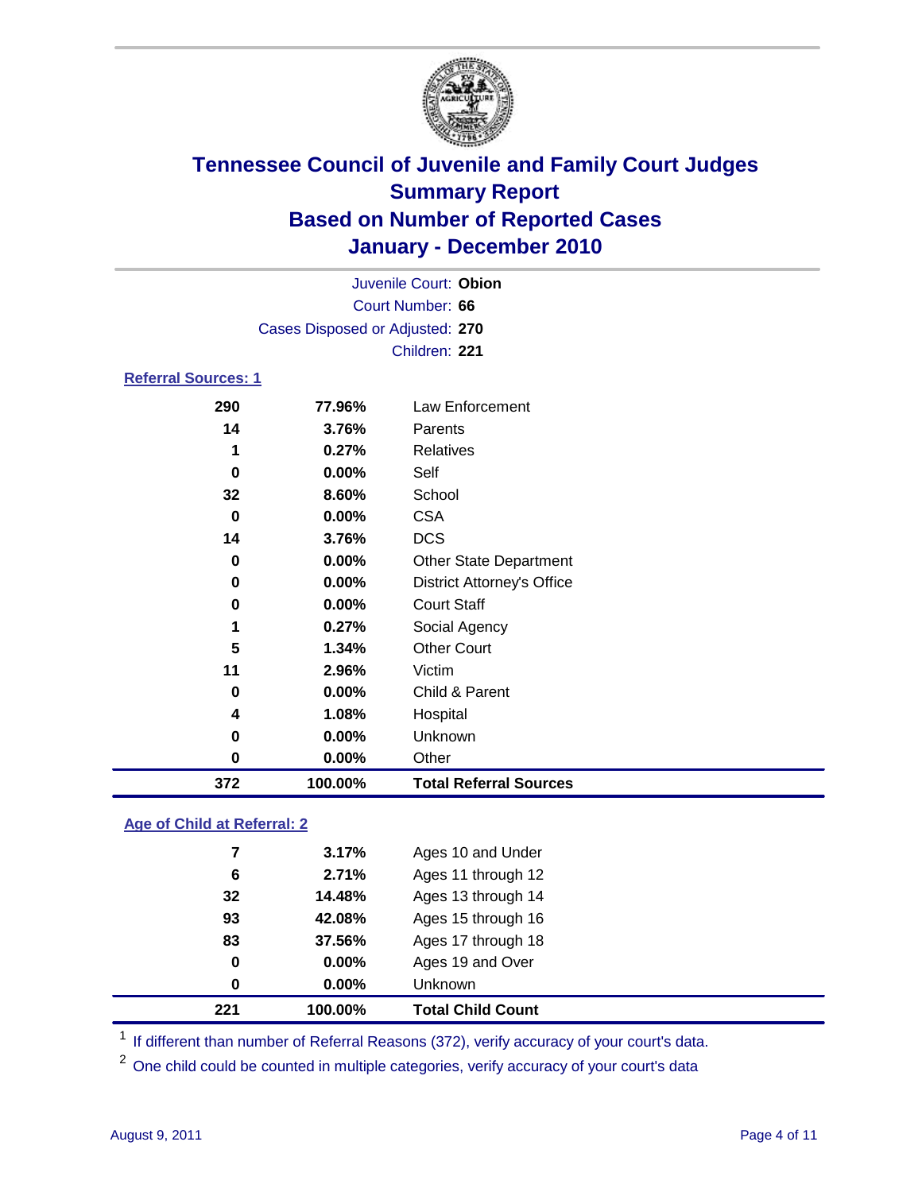# Tennessee Council of Juvenile and Family Court Judges
## Summary Report
## Based on Number of Reported Cases
## January - December 2010

Juvenile Court: **Obion**

Court Number: **66**

Cases Disposed or Adjusted: **270**

Children: **221**

### Referral Sources: 1

| | | |
|---|---|---|
| 290 | 77.96% | Law Enforcement |
| 14 | 3.76% | Parents |
| 1 | 0.27% | Relatives |
| 0 | 0.00% | Self |
| 32 | 8.60% | School |
| 0 | 0.00% | CSA |
| 14 | 3.76% | DCS |
| 0 | 0.00% | Other State Department |
| 0 | 0.00% | District Attorney's Office |
| 0 | 0.00% | Court Staff |
| 1 | 0.27% | Social Agency |
| 5 | 1.34% | Other Court |
| 11 | 2.96% | Victim |
| 0 | 0.00% | Child & Parent |
| 4 | 1.08% | Hospital |
| 0 | 0.00% | Unknown |
| 0 | 0.00% | Other |
| **372** | **100.00%** | **Total Referral Sources** |

### Age of Child at Referral: 2

| | | |
|---|---|---|
| 7 | 3.17% | Ages 10 and Under |
| 6 | 2.71% | Ages 11 through 12 |
| 32 | 14.48% | Ages 13 through 14 |
| 93 | 42.08% | Ages 15 through 16 |
| 83 | 37.56% | Ages 17 through 18 |
| 0 | 0.00% | Ages 19 and Over |
| 0 | 0.00% | Unknown |
| **221** | **100.00%** | **Total Child Count** |

[1] If different than number of Referral Reasons (372), verify accuracy of your court's data.

[2] One child could be counted in multiple categories, verify accuracy of your court's data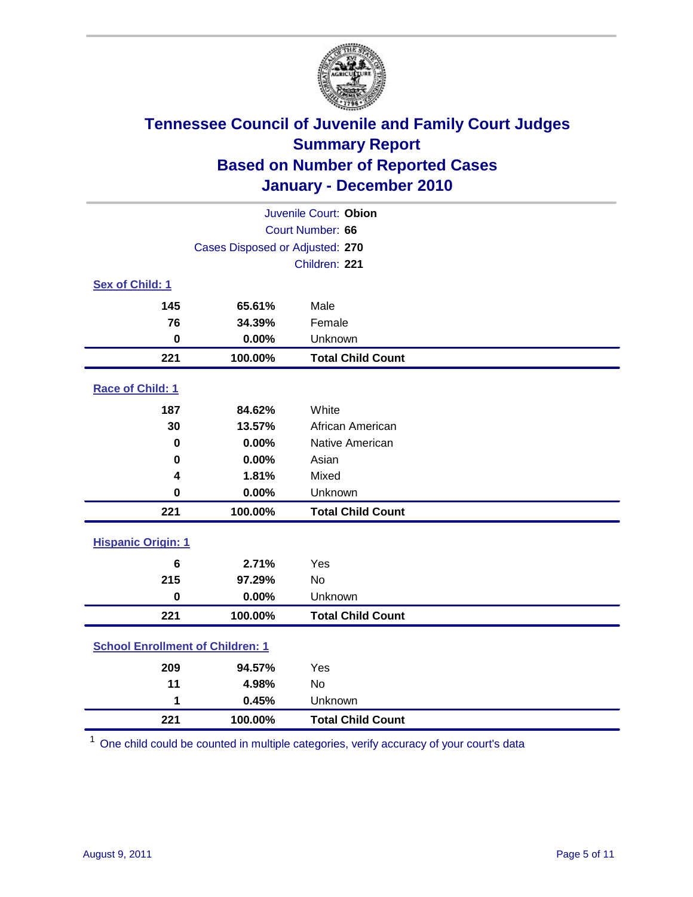# Tennessee Council of Juvenile and Family Court Judges
## Summary Report
## Based on Number of Reported Cases
## January - December 2010

Juvenile Court: **Obion**

Court Number: **66**

Cases Disposed or Adjusted: **270**

Children: **221**

### Sex of Child: 1

| | | |
|---|---|---|
| **145** | **65.61%** | Male |
| **76** | **34.39%** | Female |
| **0** | **0.00%** | Unknown |
| **221** | **100.00%** | **Total Child Count** |

### Race of Child: 1

| | | |
|---|---|---|
| **187** | **84.62%** | White |
| **30** | **13.57%** | African American |
| **0** | **0.00%** | Native American |
| **0** | **0.00%** | Asian |
| **4** | **1.81%** | Mixed |
| **0** | **0.00%** | Unknown |
| **221** | **100.00%** | **Total Child Count** |

### Hispanic Origin: 1

| | | |
|---|---|---|
| **6** | **2.71%** | Yes |
| **215** | **97.29%** | No |
| **0** | **0.00%** | Unknown |
| **221** | **100.00%** | **Total Child Count** |

### School Enrollment of Children: 1

| | | |
|---|---|---|
| **209** | **94.57%** | Yes |
| **11** | **4.98%** | No |
| **1** | **0.45%** | Unknown |
| **221** | **100.00%** | **Total Child Count** |

[1] One child could be counted in multiple categories, verify accuracy of your court's data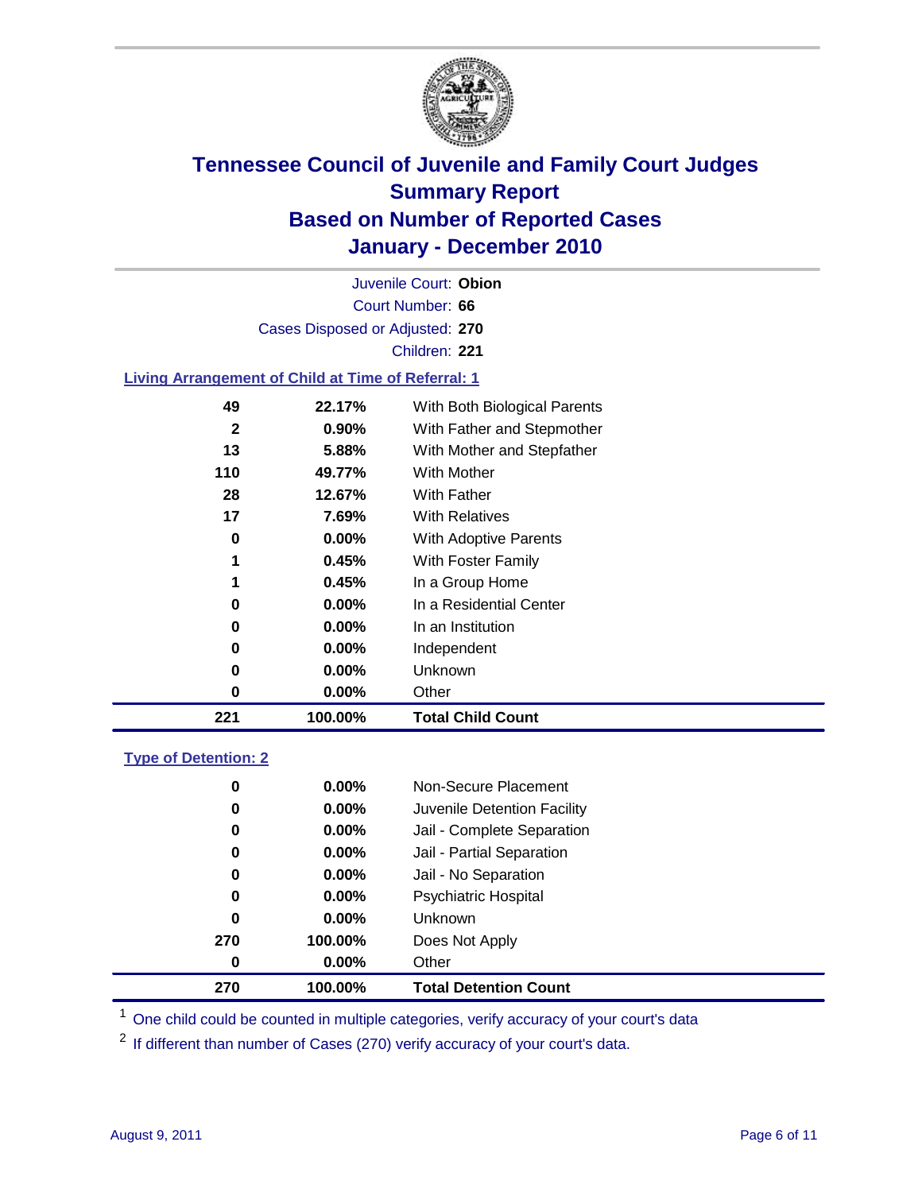# Tennessee Council of Juvenile and Family Court Judges
## Summary Report
## Based on Number of Reported Cases
## January - December 2010

Juvenile Court: **Obion**

Court Number: **66**

Cases Disposed or Adjusted: **270**

Children: **221**

### Living Arrangement of Child at Time of Referral: 1

| | | |
|---|---|---|
| 49 | 22.17% | With Both Biological Parents |
| 2 | 0.90% | With Father and Stepmother |
| 13 | 5.88% | With Mother and Stepfather |
| 110 | 49.77% | With Mother |
| 28 | 12.67% | With Father |
| 17 | 7.69% | With Relatives |
| 0 | 0.00% | With Adoptive Parents |
| 1 | 0.45% | With Foster Family |
| 1 | 0.45% | In a Group Home |
| 0 | 0.00% | In a Residential Center |
| 0 | 0.00% | In an Institution |
| 0 | 0.00% | Independent |
| 0 | 0.00% | Unknown |
| 0 | 0.00% | Other |
| **221** | **100.00%** | **Total Child Count** |

### Type of Detention: 2

| | | |
|---|---|---|
| 0 | 0.00% | Non-Secure Placement |
| 0 | 0.00% | Juvenile Detention Facility |
| 0 | 0.00% | Jail - Complete Separation |
| 0 | 0.00% | Jail - Partial Separation |
| 0 | 0.00% | Jail - No Separation |
| 0 | 0.00% | Psychiatric Hospital |
| 0 | 0.00% | Unknown |
| 270 | 100.00% | Does Not Apply |
| 0 | 0.00% | Other |
| **270** | **100.00%** | **Total Detention Count** |

[1] One child could be counted in multiple categories, verify accuracy of your court's data

[2] If different than number of Cases (270) verify accuracy of your court's data.

August 9, 2011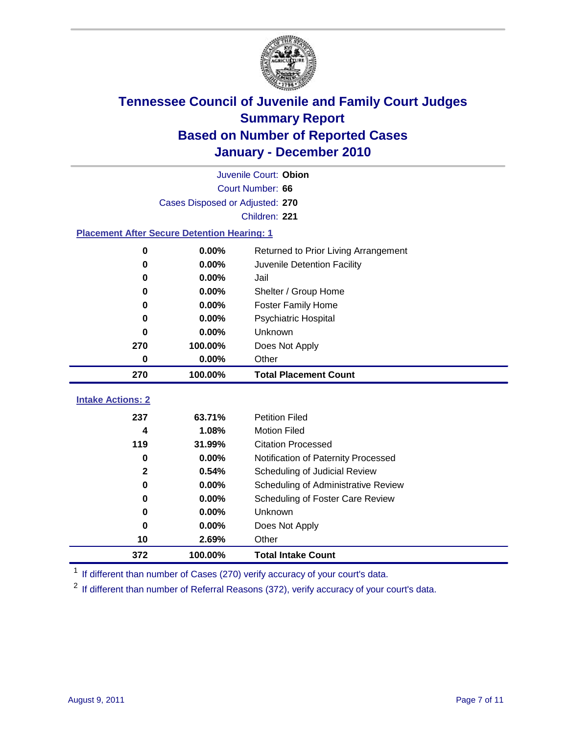# Tennessee Council of Juvenile and Family Court Judges
## Summary Report
## Based on Number of Reported Cases
## January - December 2010

Juvenile Court: **Obion**

Court Number: **66**

Cases Disposed or Adjusted: **270**

Children: **221**

### Placement After Secure Detention Hearing: 1

| Count | Percent | Placement |
|---|---|---|
| 0 | 0.00% | Returned to Prior Living Arrangement |
| 0 | 0.00% | Juvenile Detention Facility |
| 0 | 0.00% | Jail |
| 0 | 0.00% | Shelter / Group Home |
| 0 | 0.00% | Foster Family Home |
| 0 | 0.00% | Psychiatric Hospital |
| 0 | 0.00% | Unknown |
| 270 | 100.00% | Does Not Apply |
| 0 | 0.00% | Other |
| **270** | **100.00%** | **Total Placement Count** |

### Intake Actions: 2

| Count | Percent | Intake Action |
|---|---|---|
| 237 | 63.71% | Petition Filed |
| 4 | 1.08% | Motion Filed |
| 119 | 31.99% | Citation Processed |
| 0 | 0.00% | Notification of Paternity Processed |
| 2 | 0.54% | Scheduling of Judicial Review |
| 0 | 0.00% | Scheduling of Administrative Review |
| 0 | 0.00% | Scheduling of Foster Care Review |
| 0 | 0.00% | Unknown |
| 0 | 0.00% | Does Not Apply |
| 10 | 2.69% | Other |
| **372** | **100.00%** | **Total Intake Count** |

[1] If different than number of Cases (270) verify accuracy of your court's data.

[2] If different than number of Referral Reasons (372), verify accuracy of your court's data.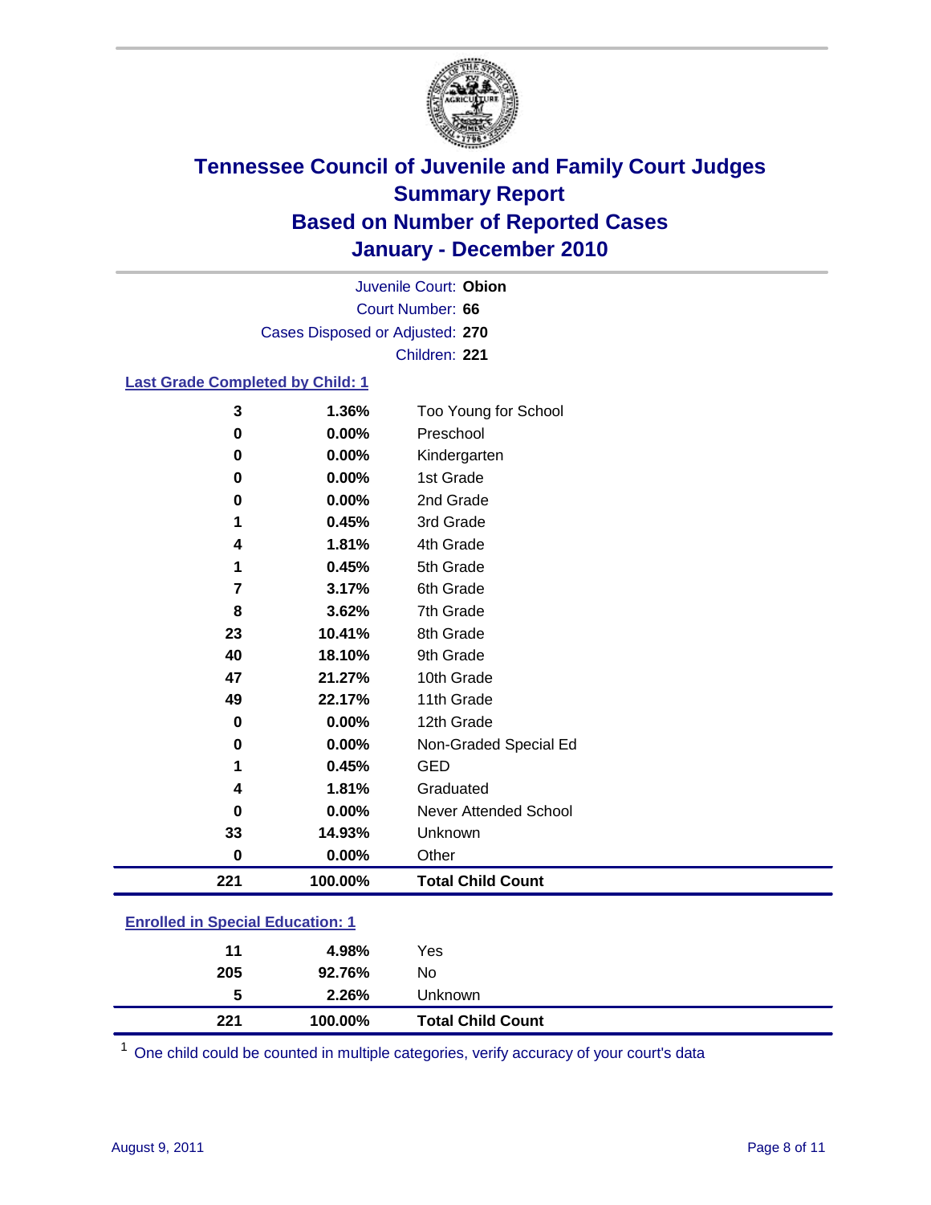# Tennessee Council of Juvenile and Family Court Judges
## Summary Report
## Based on Number of Reported Cases
## January - December 2010

Juvenile Court: **Obion**
Court Number: **66**
Cases Disposed or Adjusted: **270**
Children: **221**

### Last Grade Completed by Child: 1

| Count | Percent | Category |
|---|---|---|
| 3 | 1.36% | Too Young for School |
| 0 | 0.00% | Preschool |
| 0 | 0.00% | Kindergarten |
| 0 | 0.00% | 1st Grade |
| 0 | 0.00% | 2nd Grade |
| 1 | 0.45% | 3rd Grade |
| 4 | 1.81% | 4th Grade |
| 1 | 0.45% | 5th Grade |
| 7 | 3.17% | 6th Grade |
| 8 | 3.62% | 7th Grade |
| 23 | 10.41% | 8th Grade |
| 40 | 18.10% | 9th Grade |
| 47 | 21.27% | 10th Grade |
| 49 | 22.17% | 11th Grade |
| 0 | 0.00% | 12th Grade |
| 0 | 0.00% | Non-Graded Special Ed |
| 1 | 0.45% | GED |
| 4 | 1.81% | Graduated |
| 0 | 0.00% | Never Attended School |
| 33 | 14.93% | Unknown |
| 0 | 0.00% | Other |
| **221** | **100.00%** | **Total Child Count** |

### Enrolled in Special Education: 1

| Count | Percent | Category |
|---|---|---|
| 11 | 4.98% | Yes |
| 205 | 92.76% | No |
| 5 | 2.26% | Unknown |
| **221** | **100.00%** | **Total Child Count** |

[1] One child could be counted in multiple categories, verify accuracy of your court's data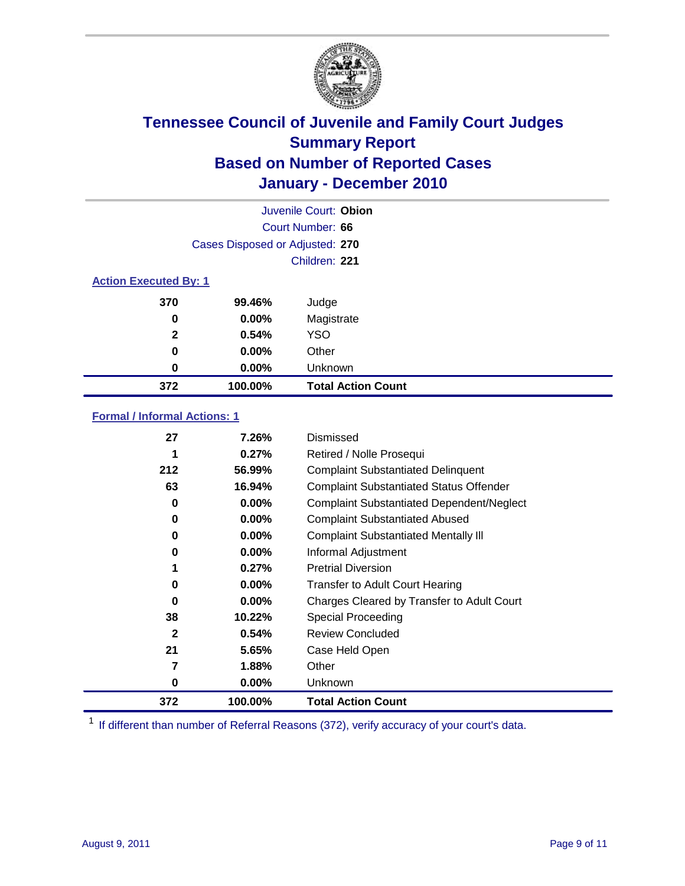# Tennessee Council of Juvenile and Family Court Judges Summary Report Based on Number of Reported Cases January - December 2010

Juvenile Court: **Obion**

Court Number: **66**

Cases Disposed or Adjusted: **270**

Children: **221**

### Action Executed By: 1

| | | |
|---|---|---|
| 370 | 99.46% | Judge |
| 0 | 0.00% | Magistrate |
| 2 | 0.54% | YSO |
| 0 | 0.00% | Other |
| 0 | 0.00% | Unknown |
| **372** | **100.00%** | **Total Action Count** |

### Formal / Informal Actions: 1

| | | |
|---|---|---|
| 27 | 7.26% | Dismissed |
| 1 | 0.27% | Retired / Nolle Prosequi |
| 212 | 56.99% | Complaint Substantiated Delinquent |
| 63 | 16.94% | Complaint Substantiated Status Offender |
| 0 | 0.00% | Complaint Substantiated Dependent/Neglect |
| 0 | 0.00% | Complaint Substantiated Abused |
| 0 | 0.00% | Complaint Substantiated Mentally Ill |
| 0 | 0.00% | Informal Adjustment |
| 1 | 0.27% | Pretrial Diversion |
| 0 | 0.00% | Transfer to Adult Court Hearing |
| 0 | 0.00% | Charges Cleared by Transfer to Adult Court |
| 38 | 10.22% | Special Proceeding |
| 2 | 0.54% | Review Concluded |
| 21 | 5.65% | Case Held Open |
| 7 | 1.88% | Other |
| 0 | 0.00% | Unknown |
| **372** | **100.00%** | **Total Action Count** |

[1] If different than number of Referral Reasons (372), verify accuracy of your court's data.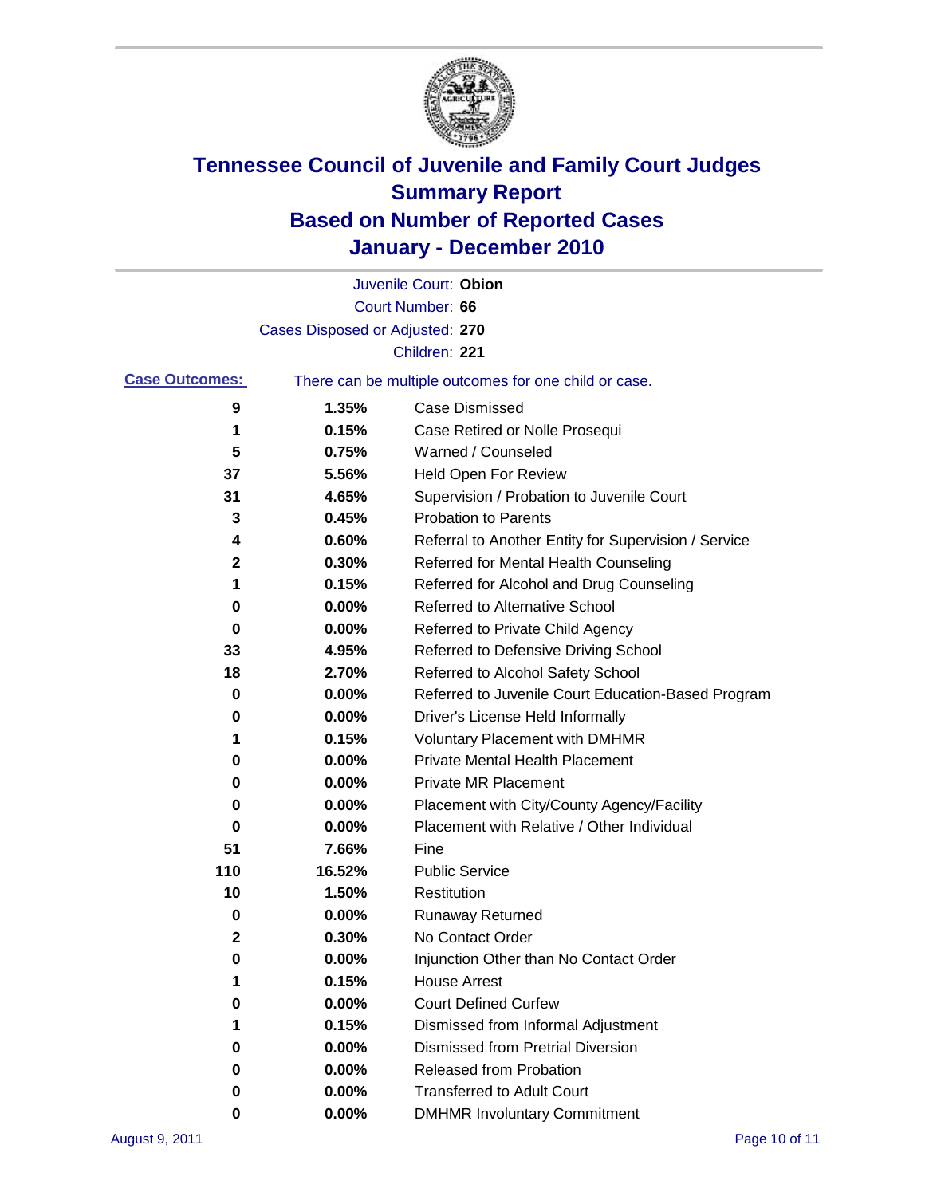# Tennessee Council of Juvenile and Family Court Judges
## Summary Report
## Based on Number of Reported Cases
## January - December 2010

Juvenile Court: **Obion**

Court Number: **66**

Cases Disposed or Adjusted: **270**

Children: **221**

**Case Outcomes:** There can be multiple outcomes for one child or case.

| Count | Percent | Outcome |
|---|---|---|
| 9 | 1.35% | Case Dismissed |
| 1 | 0.15% | Case Retired or Nolle Prosequi |
| 5 | 0.75% | Warned / Counseled |
| 37 | 5.56% | Held Open For Review |
| 31 | 4.65% | Supervision / Probation to Juvenile Court |
| 3 | 0.45% | Probation to Parents |
| 4 | 0.60% | Referral to Another Entity for Supervision / Service |
| 2 | 0.30% | Referred for Mental Health Counseling |
| 1 | 0.15% | Referred for Alcohol and Drug Counseling |
| 0 | 0.00% | Referred to Alternative School |
| 0 | 0.00% | Referred to Private Child Agency |
| 33 | 4.95% | Referred to Defensive Driving School |
| 18 | 2.70% | Referred to Alcohol Safety School |
| 0 | 0.00% | Referred to Juvenile Court Education-Based Program |
| 0 | 0.00% | Driver's License Held Informally |
| 1 | 0.15% | Voluntary Placement with DMHMR |
| 0 | 0.00% | Private Mental Health Placement |
| 0 | 0.00% | Private MR Placement |
| 0 | 0.00% | Placement with City/County Agency/Facility |
| 0 | 0.00% | Placement with Relative / Other Individual |
| 51 | 7.66% | Fine |
| 110 | 16.52% | Public Service |
| 10 | 1.50% | Restitution |
| 0 | 0.00% | Runaway Returned |
| 2 | 0.30% | No Contact Order |
| 0 | 0.00% | Injunction Other than No Contact Order |
| 1 | 0.15% | House Arrest |
| 0 | 0.00% | Court Defined Curfew |
| 1 | 0.15% | Dismissed from Informal Adjustment |
| 0 | 0.00% | Dismissed from Pretrial Diversion |
| 0 | 0.00% | Released from Probation |
| 0 | 0.00% | Transferred to Adult Court |
| 0 | 0.00% | DMHMR Involuntary Commitment |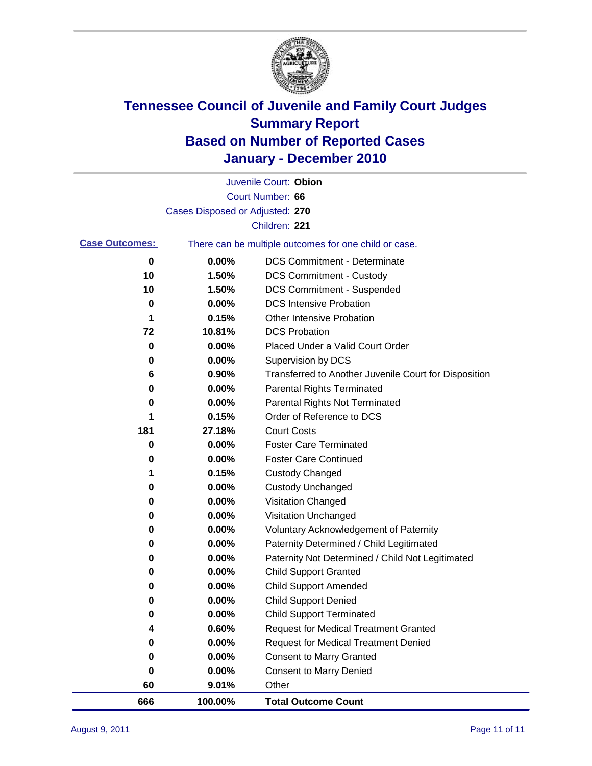# Tennessee Council of Juvenile and Family Court Judges
## Summary Report
## Based on Number of Reported Cases
## January - December 2010

Juvenile Court: **Obion**
Court Number: **66**
Cases Disposed or Adjusted: **270**
Children: **221**

**Case Outcomes:** There can be multiple outcomes for one child or case.

| | | |
|---|---|---|
| 0 | 0.00% | DCS Commitment - Determinate |
| 10 | 1.50% | DCS Commitment - Custody |
| 10 | 1.50% | DCS Commitment - Suspended |
| 0 | 0.00% | DCS Intensive Probation |
| 1 | 0.15% | Other Intensive Probation |
| 72 | 10.81% | DCS Probation |
| 0 | 0.00% | Placed Under a Valid Court Order |
| 0 | 0.00% | Supervision by DCS |
| 6 | 0.90% | Transferred to Another Juvenile Court for Disposition |
| 0 | 0.00% | Parental Rights Terminated |
| 0 | 0.00% | Parental Rights Not Terminated |
| 1 | 0.15% | Order of Reference to DCS |
| 181 | 27.18% | Court Costs |
| 0 | 0.00% | Foster Care Terminated |
| 0 | 0.00% | Foster Care Continued |
| 1 | 0.15% | Custody Changed |
| 0 | 0.00% | Custody Unchanged |
| 0 | 0.00% | Visitation Changed |
| 0 | 0.00% | Visitation Unchanged |
| 0 | 0.00% | Voluntary Acknowledgement of Paternity |
| 0 | 0.00% | Paternity Determined / Child Legitimated |
| 0 | 0.00% | Paternity Not Determined / Child Not Legitimated |
| 0 | 0.00% | Child Support Granted |
| 0 | 0.00% | Child Support Amended |
| 0 | 0.00% | Child Support Denied |
| 0 | 0.00% | Child Support Terminated |
| 4 | 0.60% | Request for Medical Treatment Granted |
| 0 | 0.00% | Request for Medical Treatment Denied |
| 0 | 0.00% | Consent to Marry Granted |
| 0 | 0.00% | Consent to Marry Denied |
| 60 | 9.01% | Other |
| **666** | **100.00%** | **Total Outcome Count** |